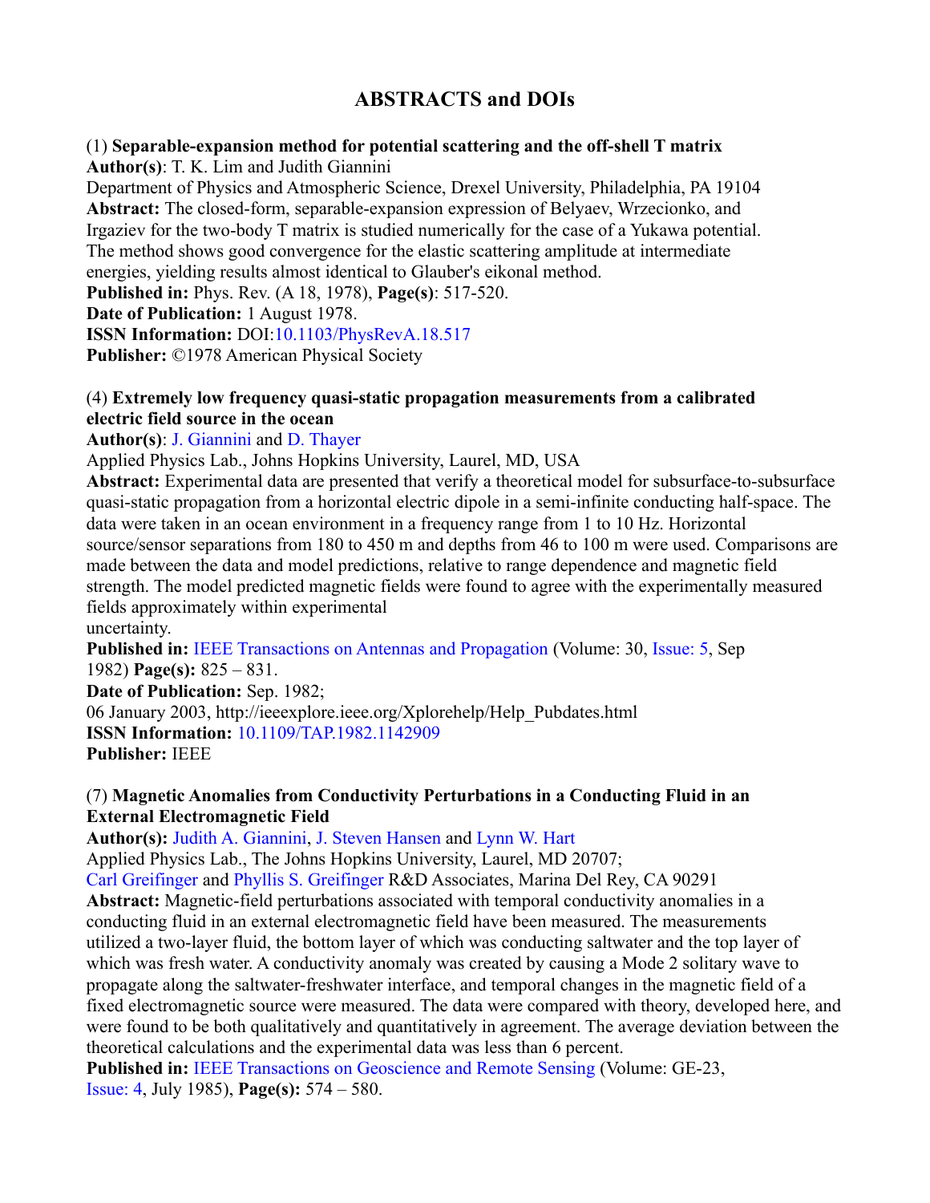# ABSTRACTS and DOIs

(1) **Separable-expansion method for potential scattering and the off-shell T matrix**
**Author(s)**: T. K. Lim and Judith Giannini
Department of Physics and Atmospheric Science, Drexel University, Philadelphia, PA 19104
**Abstract:** The closed-form, separable-expansion expression of Belyaev, Wrzecionko, and Irgaziev for the two-body T matrix is studied numerically for the case of a Yukawa potential. The method shows good convergence for the elastic scattering amplitude at intermediate energies, yielding results almost identical to Glauber's eikonal method.
**Published in:** Phys. Rev. (A 18, 1978), **Page(s)**: 517-520.
**Date of Publication:** 1 August 1978.
**ISSN Information:** DOI:10.1103/PhysRevA.18.517
**Publisher:** ©1978 American Physical Society

(4) **Extremely low frequency quasi-static propagation measurements from a calibrated electric field source in the ocean**
**Author(s)**: J. Giannini and D. Thayer
Applied Physics Lab., Johns Hopkins University, Laurel, MD, USA
**Abstract:** Experimental data are presented that verify a theoretical model for subsurface-to-subsurface quasi-static propagation from a horizontal electric dipole in a semi-infinite conducting half-space. The data were taken in an ocean environment in a frequency range from 1 to 10 Hz. Horizontal source/sensor separations from 180 to 450 m and depths from 46 to 100 m were used. Comparisons are made between the data and model predictions, relative to range dependence and magnetic field strength. The model predicted magnetic fields were found to agree with the experimentally measured fields approximately within experimental uncertainty.
**Published in:** IEEE Transactions on Antennas and Propagation (Volume: 30, Issue: 5, Sep 1982) **Page(s):** 825 – 831.
**Date of Publication:** Sep. 1982;
06 January 2003, http://ieeexplore.ieee.org/Xplorehelp/Help_Pubdates.html
**ISSN Information:** 10.1109/TAP.1982.1142909
**Publisher:** IEEE

(7) **Magnetic Anomalies from Conductivity Perturbations in a Conducting Fluid in an External Electromagnetic Field**
**Author(s):** Judith A. Giannini, J. Steven Hansen and Lynn W. Hart
Applied Physics Lab., The Johns Hopkins University, Laurel, MD 20707;
Carl Greifinger and Phyllis S. Greifinger R&D Associates, Marina Del Rey, CA 90291
**Abstract:** Magnetic-field perturbations associated with temporal conductivity anomalies in a conducting fluid in an external electromagnetic field have been measured. The measurements utilized a two-layer fluid, the bottom layer of which was conducting saltwater and the top layer of which was fresh water. A conductivity anomaly was created by causing a Mode 2 solitary wave to propagate along the saltwater-freshwater interface, and temporal changes in the magnetic field of a fixed electromagnetic source were measured. The data were compared with theory, developed here, and were found to be both qualitatively and quantitatively in agreement. The average deviation between the theoretical calculations and the experimental data was less than 6 percent.
**Published in:** IEEE Transactions on Geoscience and Remote Sensing (Volume: GE-23, Issue: 4, July 1985), **Page(s):** 574 – 580.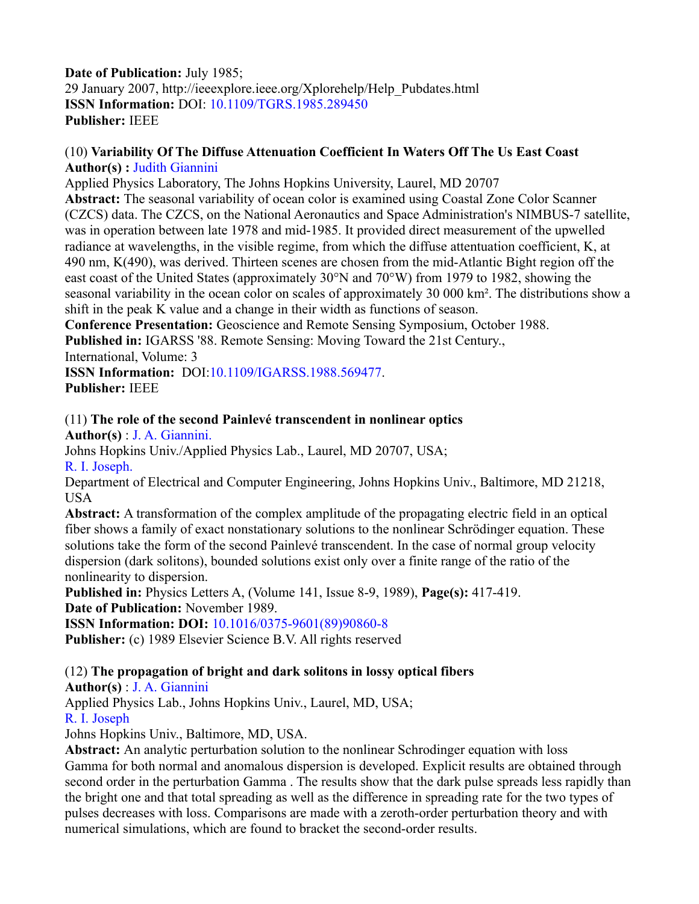**Date of Publication:** July 1985;
29 January 2007, http://ieeexplore.ieee.org/Xplorehelp/Help_Pubdates.html
**ISSN Information:** DOI: 10.1109/TGRS.1985.289450
**Publisher:** IEEE

(10) **Variability Of The Diffuse Attenuation Coefficient In Waters Off The Us East Coast**
**Author(s) :** Judith Giannini
Applied Physics Laboratory, The Johns Hopkins University, Laurel, MD 20707
**Abstract:** The seasonal variability of ocean color is examined using Coastal Zone Color Scanner (CZCS) data. The CZCS, on the National Aeronautics and Space Administration's NIMBUS-7 satellite, was in operation between late 1978 and mid-1985. It provided direct measurement of the upwelled radiance at wavelengths, in the visible regime, from which the diffuse attentuation coefficient, K, at 490 nm, K(490), was derived. Thirteen scenes are chosen from the mid-Atlantic Bight region off the east coast of the United States (approximately 30°N and 70°W) from 1979 to 1982, showing the seasonal variability in the ocean color on scales of approximately 30 000 km². The distributions show a shift in the peak K value and a change in their width as functions of season.
**Conference Presentation:** Geoscience and Remote Sensing Symposium, October 1988.
**Published in:** IGARSS '88. Remote Sensing: Moving Toward the 21st Century.,
International, Volume: 3
**ISSN Information:** DOI:10.1109/IGARSS.1988.569477.
**Publisher:** IEEE

(11) **The role of the second Painlevé transcendent in nonlinear optics**
**Author(s)** : J. A. Giannini.
Johns Hopkins Univ./Applied Physics Lab., Laurel, MD 20707, USA;
R. I. Joseph.
Department of Electrical and Computer Engineering, Johns Hopkins Univ., Baltimore, MD 21218, USA
**Abstract:** A transformation of the complex amplitude of the propagating electric field in an optical fiber shows a family of exact nonstationary solutions to the nonlinear Schrödinger equation. These solutions take the form of the second Painlevé transcendent. In the case of normal group velocity dispersion (dark solitons), bounded solutions exist only over a finite range of the ratio of the nonlinearity to dispersion.
**Published in:** Physics Letters A, (Volume 141, Issue 8-9, 1989), **Page(s):** 417-419.
**Date of Publication:** November 1989.
**ISSN Information: DOI:** 10.1016/0375-9601(89)90860-8
**Publisher:** (c) 1989 Elsevier Science B.V. All rights reserved

(12) **The propagation of bright and dark solitons in lossy optical fibers**
**Author(s)** : J. A. Giannini
Applied Physics Lab., Johns Hopkins Univ., Laurel, MD, USA;
R. I. Joseph
Johns Hopkins Univ., Baltimore, MD, USA.
**Abstract:** An analytic perturbation solution to the nonlinear Schrodinger equation with loss Gamma for both normal and anomalous dispersion is developed. Explicit results are obtained through second order in the perturbation Gamma . The results show that the dark pulse spreads less rapidly than the bright one and that total spreading as well as the difference in spreading rate for the two types of pulses decreases with loss. Comparisons are made with a zeroth-order perturbation theory and with numerical simulations, which are found to bracket the second-order results.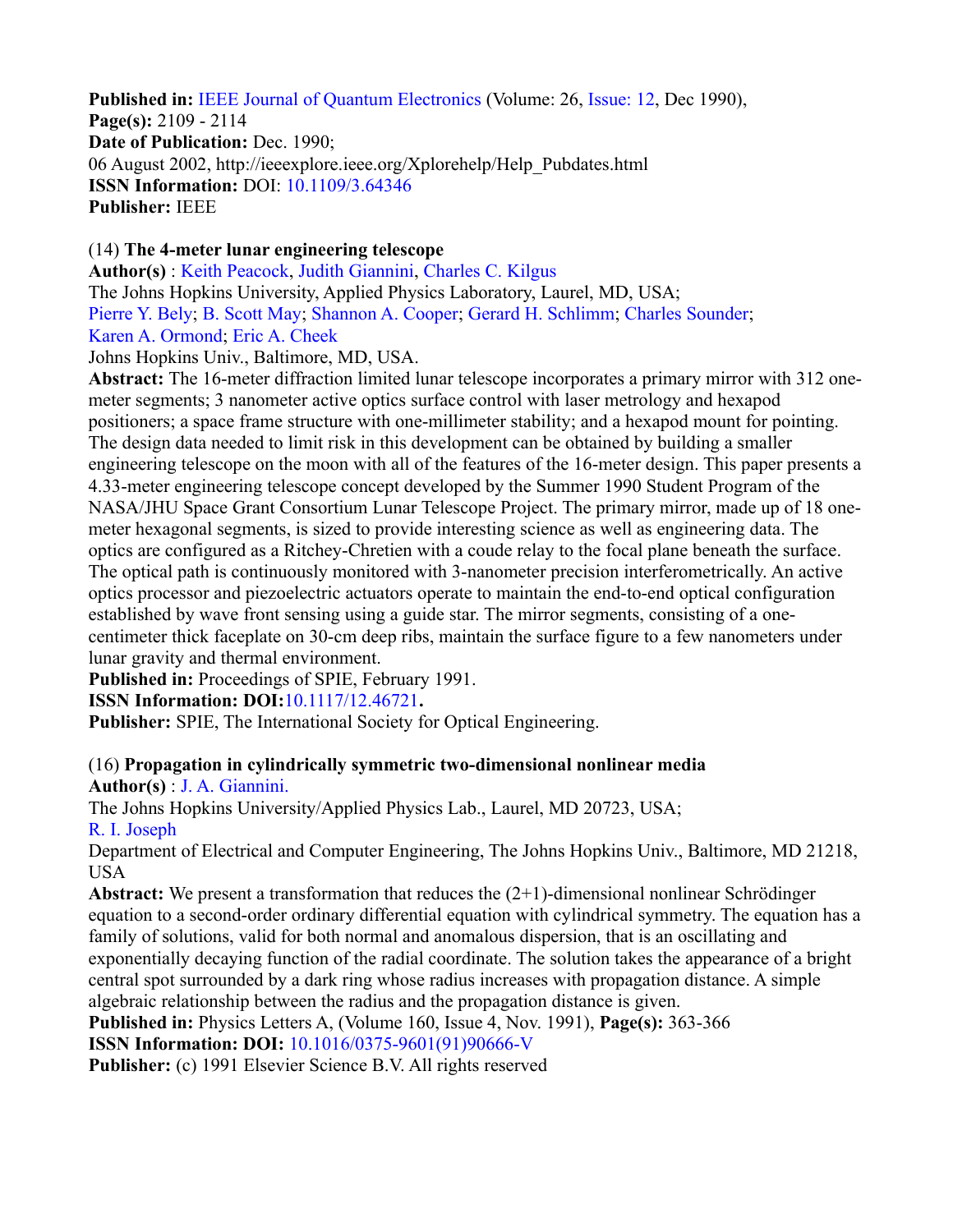**Published in:** IEEE Journal of Quantum Electronics (Volume: 26, Issue: 12, Dec 1990),
**Page(s):** 2109 - 2114
**Date of Publication:** Dec. 1990;
06 August 2002, http://ieeexplore.ieee.org/Xplorehelp/Help_Pubdates.html
**ISSN Information:** DOI: 10.1109/3.64346
**Publisher:** IEEE

(14) **The 4-meter lunar engineering telescope**
**Author(s)** : Keith Peacock, Judith Giannini, Charles C. Kilgus
The Johns Hopkins University, Applied Physics Laboratory, Laurel, MD, USA;
Pierre Y. Bely; B. Scott May; Shannon A. Cooper; Gerard H. Schlimm; Charles Sounder;
Karen A. Ormond; Eric A. Cheek
Johns Hopkins Univ., Baltimore, MD, USA.
**Abstract:** The 16-meter diffraction limited lunar telescope incorporates a primary mirror with 312 one-meter segments; 3 nanometer active optics surface control with laser metrology and hexapod positioners; a space frame structure with one-millimeter stability; and a hexapod mount for pointing. The design data needed to limit risk in this development can be obtained by building a smaller engineering telescope on the moon with all of the features of the 16-meter design. This paper presents a 4.33-meter engineering telescope concept developed by the Summer 1990 Student Program of the NASA/JHU Space Grant Consortium Lunar Telescope Project. The primary mirror, made up of 18 one-meter hexagonal segments, is sized to provide interesting science as well as engineering data. The optics are configured as a Ritchey-Chretien with a coude relay to the focal plane beneath the surface. The optical path is continuously monitored with 3-nanometer precision interferometrically. An active optics processor and piezoelectric actuators operate to maintain the end-to-end optical configuration established by wave front sensing using a guide star. The mirror segments, consisting of a one-centimeter thick faceplate on 30-cm deep ribs, maintain the surface figure to a few nanometers under lunar gravity and thermal environment.
**Published in:** Proceedings of SPIE, February 1991.
**ISSN Information: DOI:**10.1117/12.46721**.**
**Publisher:** SPIE, The International Society for Optical Engineering.

(16) **Propagation in cylindrically symmetric two-dimensional nonlinear media**
**Author(s)** : J. A. Giannini.
The Johns Hopkins University/Applied Physics Lab., Laurel, MD 20723, USA;
R. I. Joseph
Department of Electrical and Computer Engineering, The Johns Hopkins Univ., Baltimore, MD 21218, USA
**Abstract:** We present a transformation that reduces the (2+1)-dimensional nonlinear Schrödinger equation to a second-order ordinary differential equation with cylindrical symmetry. The equation has a family of solutions, valid for both normal and anomalous dispersion, that is an oscillating and exponentially decaying function of the radial coordinate. The solution takes the appearance of a bright central spot surrounded by a dark ring whose radius increases with propagation distance. A simple algebraic relationship between the radius and the propagation distance is given.
**Published in:** Physics Letters A, (Volume 160, Issue 4, Nov. 1991), **Page(s):** 363-366
**ISSN Information: DOI:** 10.1016/0375-9601(91)90666-V
**Publisher:** (c) 1991 Elsevier Science B.V. All rights reserved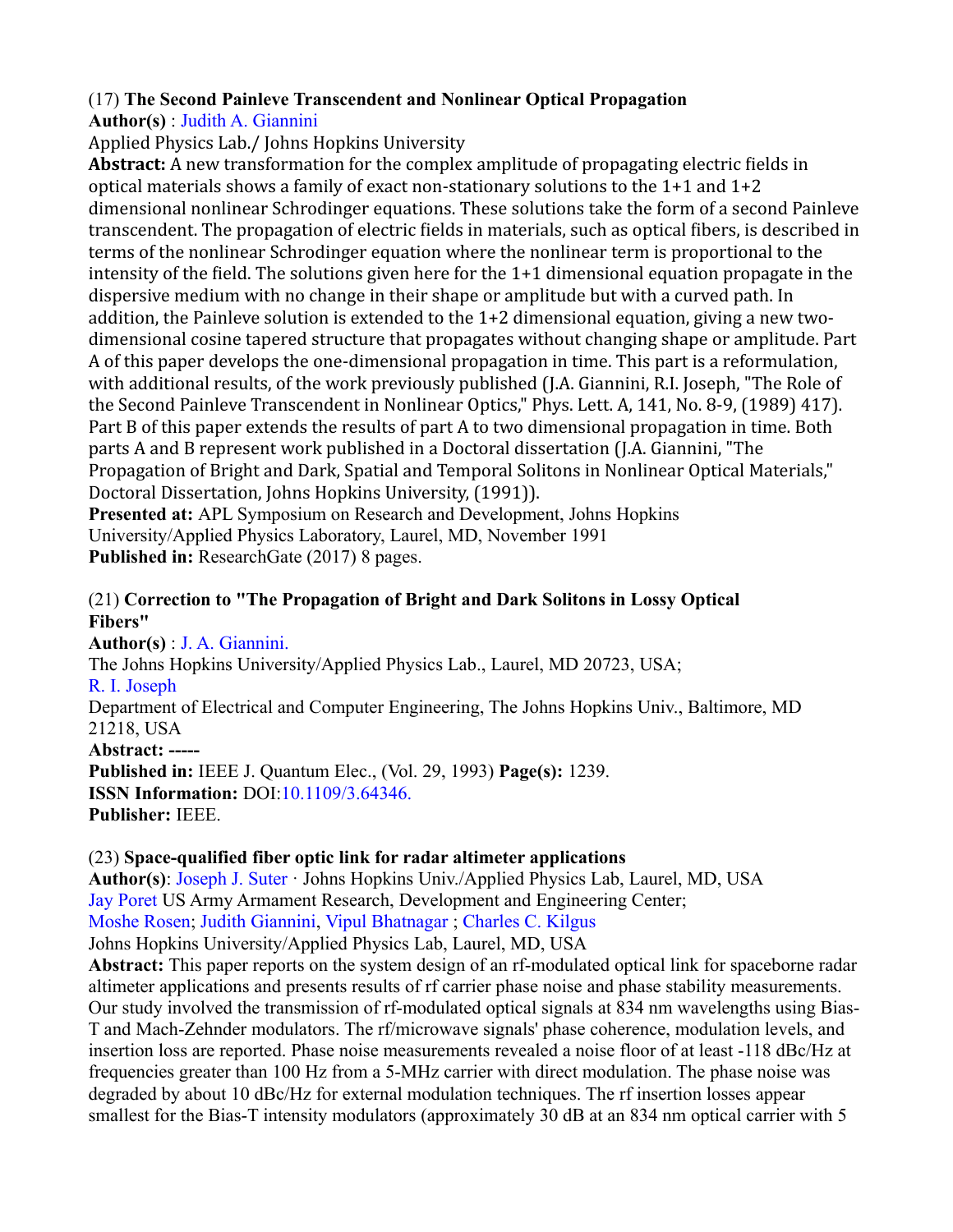(17) **The Second Painleve Transcendent and Nonlinear Optical Propagation**
**Author(s)** : Judith A. Giannini
Applied Physics Lab./ Johns Hopkins University
**Abstract:** A new transformation for the complex amplitude of propagating electric fields in optical materials shows a family of exact non-stationary solutions to the 1+1 and 1+2 dimensional nonlinear Schrodinger equations. These solutions take the form of a second Painleve transcendent. The propagation of electric fields in materials, such as optical fibers, is described in terms of the nonlinear Schrodinger equation where the nonlinear term is proportional to the intensity of the field. The solutions given here for the 1+1 dimensional equation propagate in the dispersive medium with no change in their shape or amplitude but with a curved path. In addition, the Painleve solution is extended to the 1+2 dimensional equation, giving a new two-dimensional cosine tapered structure that propagates without changing shape or amplitude. Part A of this paper develops the one-dimensional propagation in time. This part is a reformulation, with additional results, of the work previously published (J.A. Giannini, R.I. Joseph, "The Role of the Second Painleve Transcendent in Nonlinear Optics," Phys. Lett. A, 141, No. 8-9, (1989) 417). Part B of this paper extends the results of part A to two dimensional propagation in time. Both parts A and B represent work published in a Doctoral dissertation (J.A. Giannini, "The Propagation of Bright and Dark, Spatial and Temporal Solitons in Nonlinear Optical Materials," Doctoral Dissertation, Johns Hopkins University, (1991)).
**Presented at:** APL Symposium on Research and Development, Johns Hopkins University/Applied Physics Laboratory, Laurel, MD, November 1991
**Published in:** ResearchGate (2017) 8 pages.

(21) **Correction to "The Propagation of Bright and Dark Solitons in Lossy Optical Fibers"**
**Author(s)** : J. A. Giannini.
The Johns Hopkins University/Applied Physics Lab., Laurel, MD 20723, USA;
R. I. Joseph
Department of Electrical and Computer Engineering, The Johns Hopkins Univ., Baltimore, MD 21218, USA
**Abstract: -----**
**Published in:** IEEE J. Quantum Elec., (Vol. 29, 1993) **Page(s):** 1239.
**ISSN Information:** DOI:10.1109/3.64346.
**Publisher:** IEEE.

(23) **Space-qualified fiber optic link for radar altimeter applications**
**Author(s)**: Joseph J. Suter · Johns Hopkins Univ./Applied Physics Lab, Laurel, MD, USA
Jay Poret US Army Armament Research, Development and Engineering Center;
Moshe Rosen; Judith Giannini, Vipul Bhatnagar ; Charles C. Kilgus
Johns Hopkins University/Applied Physics Lab, Laurel, MD, USA
**Abstract:** This paper reports on the system design of an rf-modulated optical link for spaceborne radar altimeter applications and presents results of rf carrier phase noise and phase stability measurements. Our study involved the transmission of rf-modulated optical signals at 834 nm wavelengths using Bias-T and Mach-Zehnder modulators. The rf/microwave signals' phase coherence, modulation levels, and insertion loss are reported. Phase noise measurements revealed a noise floor of at least -118 dBc/Hz at frequencies greater than 100 Hz from a 5-MHz carrier with direct modulation. The phase noise was degraded by about 10 dBc/Hz for external modulation techniques. The rf insertion losses appear smallest for the Bias-T intensity modulators (approximately 30 dB at an 834 nm optical carrier with 5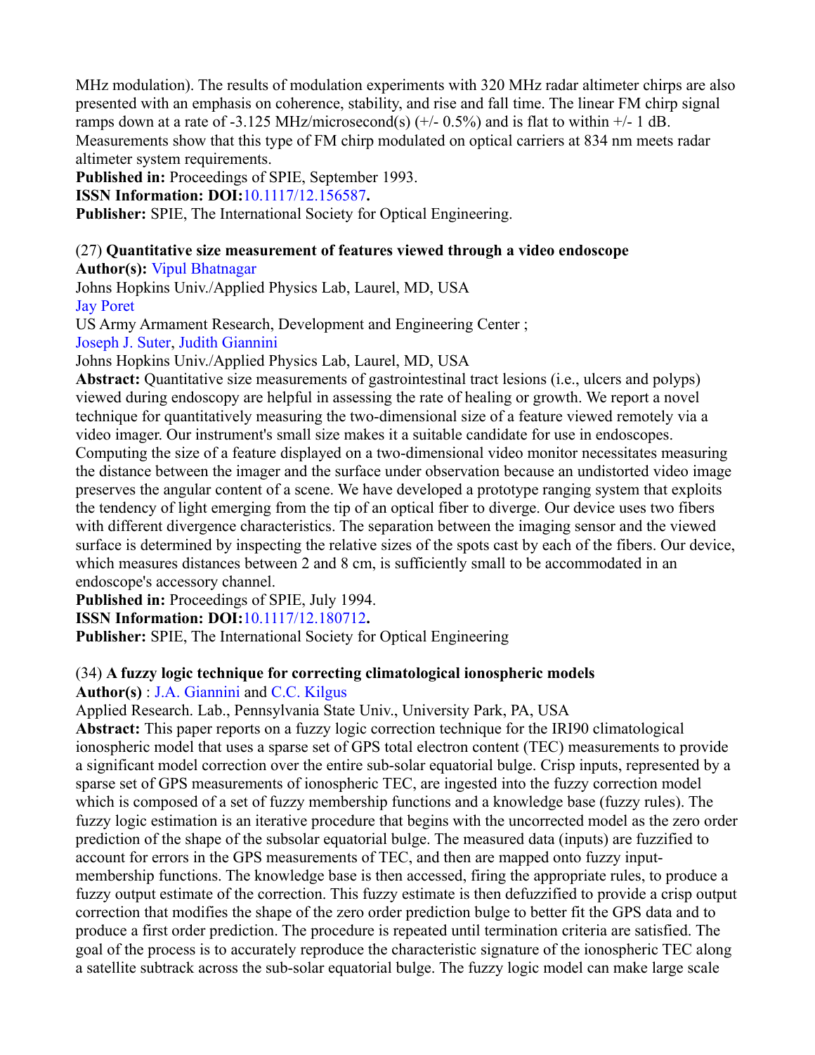MHz modulation). The results of modulation experiments with 320 MHz radar altimeter chirps are also presented with an emphasis on coherence, stability, and rise and fall time. The linear FM chirp signal ramps down at a rate of -3.125 MHz/microsecond(s) (+/- 0.5%) and is flat to within +/- 1 dB. Measurements show that this type of FM chirp modulated on optical carriers at 834 nm meets radar altimeter system requirements.
**Published in:** Proceedings of SPIE, September 1993.
**ISSN Information: DOI:**10.1117/12.156587**.**
**Publisher:** SPIE, The International Society for Optical Engineering.

(27) **Quantitative size measurement of features viewed through a video endoscope**
**Author(s):** Vipul Bhatnagar
Johns Hopkins Univ./Applied Physics Lab, Laurel, MD, USA
Jay Poret
US Army Armament Research, Development and Engineering Center ;
Joseph J. Suter, Judith Giannini
Johns Hopkins Univ./Applied Physics Lab, Laurel, MD, USA
**Abstract:** Quantitative size measurements of gastrointestinal tract lesions (i.e., ulcers and polyps) viewed during endoscopy are helpful in assessing the rate of healing or growth. We report a novel technique for quantitatively measuring the two-dimensional size of a feature viewed remotely via a video imager. Our instrument's small size makes it a suitable candidate for use in endoscopes. Computing the size of a feature displayed on a two-dimensional video monitor necessitates measuring the distance between the imager and the surface under observation because an undistorted video image preserves the angular content of a scene. We have developed a prototype ranging system that exploits the tendency of light emerging from the tip of an optical fiber to diverge. Our device uses two fibers with different divergence characteristics. The separation between the imaging sensor and the viewed surface is determined by inspecting the relative sizes of the spots cast by each of the fibers. Our device, which measures distances between 2 and 8 cm, is sufficiently small to be accommodated in an endoscope's accessory channel.
**Published in:** Proceedings of SPIE, July 1994.
**ISSN Information: DOI:**10.1117/12.180712**.**
**Publisher:** SPIE, The International Society for Optical Engineering

(34) **A fuzzy logic technique for correcting climatological ionospheric models**
**Author(s)** : J.A. Giannini and C.C. Kilgus
Applied Research. Lab., Pennsylvania State Univ., University Park, PA, USA
**Abstract:** This paper reports on a fuzzy logic correction technique for the IRI90 climatological ionospheric model that uses a sparse set of GPS total electron content (TEC) measurements to provide a significant model correction over the entire sub-solar equatorial bulge. Crisp inputs, represented by a sparse set of GPS measurements of ionospheric TEC, are ingested into the fuzzy correction model which is composed of a set of fuzzy membership functions and a knowledge base (fuzzy rules). The fuzzy logic estimation is an iterative procedure that begins with the uncorrected model as the zero order prediction of the shape of the subsolar equatorial bulge. The measured data (inputs) are fuzzified to account for errors in the GPS measurements of TEC, and then are mapped onto fuzzy input-membership functions. The knowledge base is then accessed, firing the appropriate rules, to produce a fuzzy output estimate of the correction. This fuzzy estimate is then defuzzified to provide a crisp output correction that modifies the shape of the zero order prediction bulge to better fit the GPS data and to produce a first order prediction. The procedure is repeated until termination criteria are satisfied. The goal of the process is to accurately reproduce the characteristic signature of the ionospheric TEC along a satellite subtrack across the sub-solar equatorial bulge. The fuzzy logic model can make large scale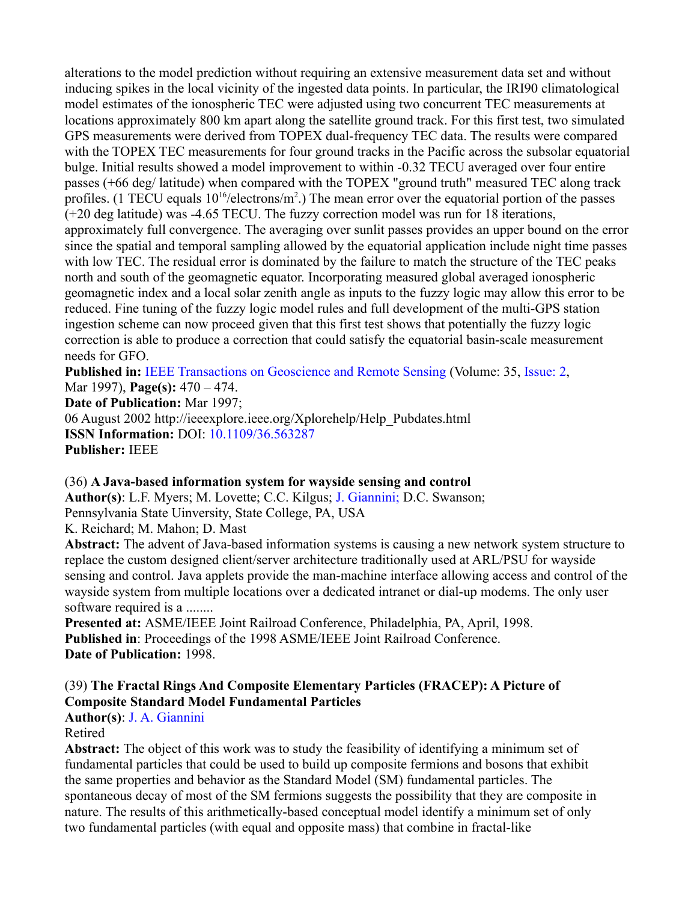alterations to the model prediction without requiring an extensive measurement data set and without inducing spikes in the local vicinity of the ingested data points. In particular, the IRI90 climatological model estimates of the ionospheric TEC were adjusted using two concurrent TEC measurements at locations approximately 800 km apart along the satellite ground track. For this first test, two simulated GPS measurements were derived from TOPEX dual-frequency TEC data. The results were compared with the TOPEX TEC measurements for four ground tracks in the Pacific across the subsolar equatorial bulge. Initial results showed a model improvement to within -0.32 TECU averaged over four entire passes (+66 deg/ latitude) when compared with the TOPEX "ground truth" measured TEC along track profiles. (1 TECU equals $10^{16}$/electrons/$m^2$.) The mean error over the equatorial portion of the passes (+20 deg latitude) was -4.65 TECU. The fuzzy correction model was run for 18 iterations, approximately full convergence. The averaging over sunlit passes provides an upper bound on the error since the spatial and temporal sampling allowed by the equatorial application include night time passes with low TEC. The residual error is dominated by the failure to match the structure of the TEC peaks north and south of the geomagnetic equator. Incorporating measured global averaged ionospheric geomagnetic index and a local solar zenith angle as inputs to the fuzzy logic may allow this error to be reduced. Fine tuning of the fuzzy logic model rules and full development of the multi-GPS station ingestion scheme can now proceed given that this first test shows that potentially the fuzzy logic correction is able to produce a correction that could satisfy the equatorial basin-scale measurement needs for GFO.

**Published in:** IEEE Transactions on Geoscience and Remote Sensing (Volume: 35, Issue: 2, Mar 1997), **Page(s):** 470 – 474.
**Date of Publication:** Mar 1997;
06 August 2002 http://ieeexplore.ieee.org/Xplorehelp/Help_Pubdates.html
**ISSN Information:** DOI: 10.1109/36.563287
**Publisher:** IEEE

(36) **A Java-based information system for wayside sensing and control**
**Author(s)**: L.F. Myers; M. Lovette; C.C. Kilgus; J. Giannini; D.C. Swanson;
Pennsylvania State Uinversity, State College, PA, USA
K. Reichard; M. Mahon; D. Mast
**Abstract:** The advent of Java-based information systems is causing a new network system structure to replace the custom designed client/server architecture traditionally used at ARL/PSU for wayside sensing and control. Java applets provide the man-machine interface allowing access and control of the wayside system from multiple locations over a dedicated intranet or dial-up modems. The only user software required is a ........
**Presented at:** ASME/IEEE Joint Railroad Conference, Philadelphia, PA, April, 1998.
**Published in**: Proceedings of the 1998 ASME/IEEE Joint Railroad Conference.
**Date of Publication:** 1998.

(39) **The Fractal Rings And Composite Elementary Particles (FRACEP): A Picture of Composite Standard Model Fundamental Particles**
**Author(s)**: J. A. Giannini
Retired
**Abstract:** The object of this work was to study the feasibility of identifying a minimum set of fundamental particles that could be used to build up composite fermions and bosons that exhibit the same properties and behavior as the Standard Model (SM) fundamental particles. The spontaneous decay of most of the SM fermions suggests the possibility that they are composite in nature. The results of this arithmetically-based conceptual model identify a minimum set of only two fundamental particles (with equal and opposite mass) that combine in fractal-like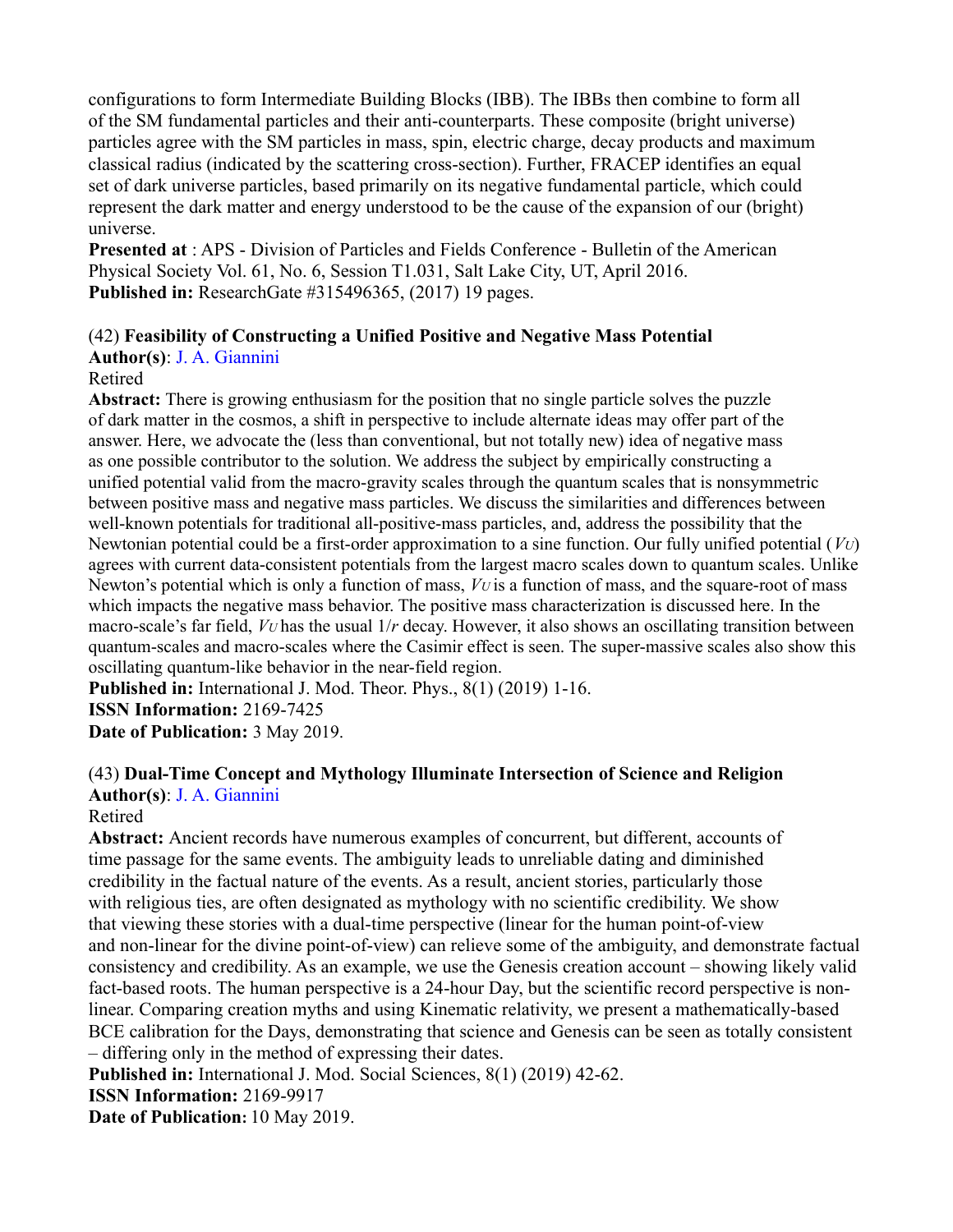configurations to form Intermediate Building Blocks (IBB). The IBBs then combine to form all of the SM fundamental particles and their anti-counterparts. These composite (bright universe) particles agree with the SM particles in mass, spin, electric charge, decay products and maximum classical radius (indicated by the scattering cross-section). Further, FRACEP identifies an equal set of dark universe particles, based primarily on its negative fundamental particle, which could represent the dark matter and energy understood to be the cause of the expansion of our (bright) universe.
**Presented at** : APS - Division of Particles and Fields Conference - Bulletin of the American Physical Society Vol. 61, No. 6, Session T1.031, Salt Lake City, UT, April 2016.
**Published in:** ResearchGate #315496365, (2017) 19 pages.

(42) **Feasibility of Constructing a Unified Positive and Negative Mass Potential**
**Author(s)**: J. A. Giannini
Retired
**Abstract:** There is growing enthusiasm for the position that no single particle solves the puzzle of dark matter in the cosmos, a shift in perspective to include alternate ideas may offer part of the answer. Here, we advocate the (less than conventional, but not totally new) idea of negative mass as one possible contributor to the solution. We address the subject by empirically constructing a unified potential valid from the macro-gravity scales through the quantum scales that is nonsymmetric between positive mass and negative mass particles. We discuss the similarities and differences between well-known potentials for traditional all-positive-mass particles, and, address the possibility that the Newtonian potential could be a first-order approximation to a sine function. Our fully unified potential ($V_U$) agrees with current data-consistent potentials from the largest macro scales down to quantum scales. Unlike Newton's potential which is only a function of mass, $V_U$ is a function of mass, and the square-root of mass which impacts the negative mass behavior. The positive mass characterization is discussed here. In the macro-scale's far field, $V_U$ has the usual $1/r$ decay. However, it also shows an oscillating transition between quantum-scales and macro-scales where the Casimir effect is seen. The super-massive scales also show this oscillating quantum-like behavior in the near-field region.
**Published in:** International J. Mod. Theor. Phys., 8(1) (2019) 1-16.
**ISSN Information:** 2169-7425
**Date of Publication:** 3 May 2019.

(43) **Dual-Time Concept and Mythology Illuminate Intersection of Science and Religion**
**Author(s)**: J. A. Giannini
Retired
**Abstract:** Ancient records have numerous examples of concurrent, but different, accounts of time passage for the same events. The ambiguity leads to unreliable dating and diminished credibility in the factual nature of the events. As a result, ancient stories, particularly those with religious ties, are often designated as mythology with no scientific credibility. We show that viewing these stories with a dual-time perspective (linear for the human point-of-view and non-linear for the divine point-of-view) can relieve some of the ambiguity, and demonstrate factual consistency and credibility. As an example, we use the Genesis creation account – showing likely valid fact-based roots. The human perspective is a 24-hour Day, but the scientific record perspective is non-linear. Comparing creation myths and using Kinematic relativity, we present a mathematically-based BCE calibration for the Days, demonstrating that science and Genesis can be seen as totally consistent – differing only in the method of expressing their dates.
**Published in:** International J. Mod. Social Sciences, 8(1) (2019) 42-62.
**ISSN Information:** 2169-9917
**Date of Publication:** 10 May 2019.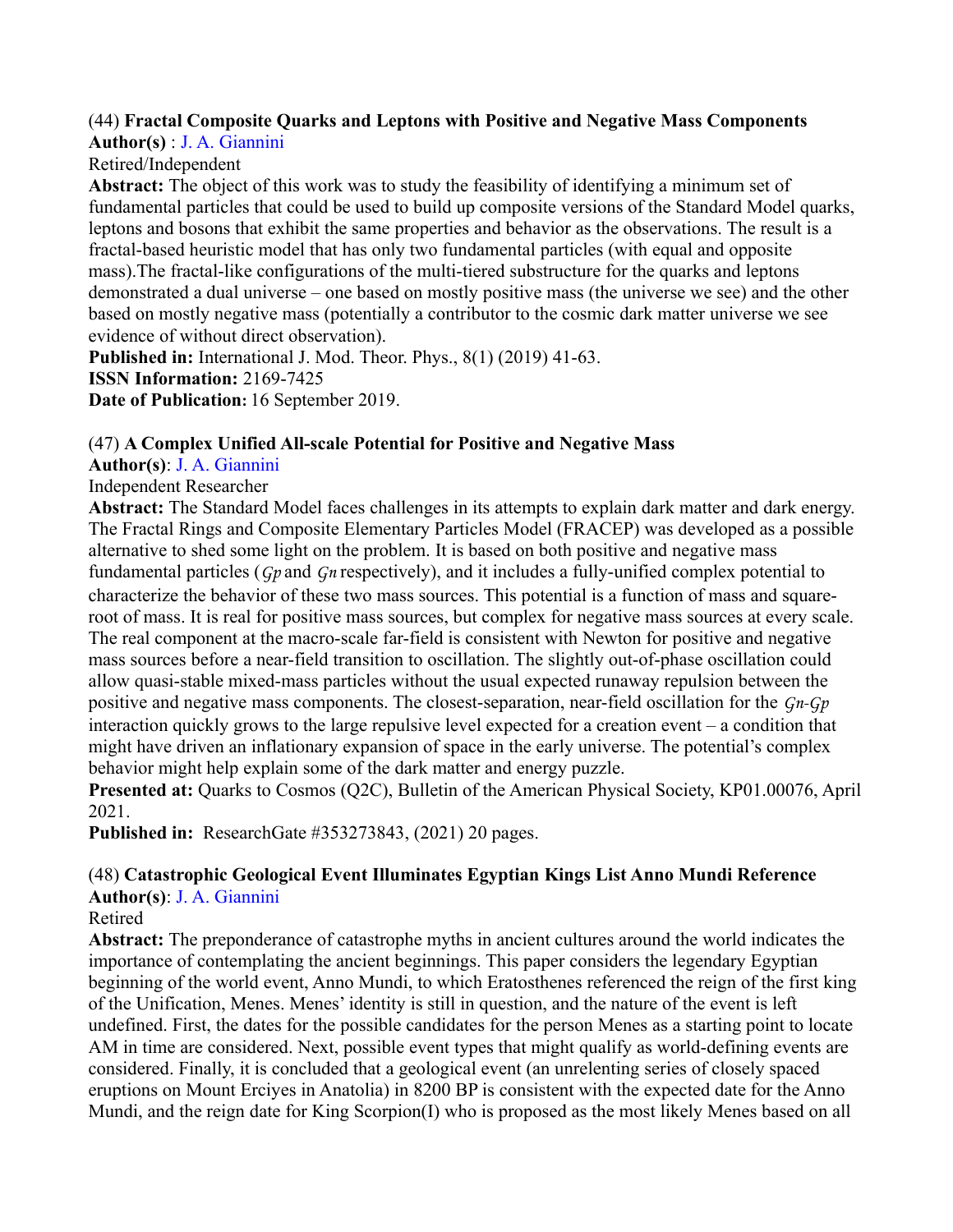(44) **Fractal Composite Quarks and Leptons with Positive and Negative Mass Components**
**Author(s)** : J. A. Giannini
Retired/Independent
**Abstract:** The object of this work was to study the feasibility of identifying a minimum set of fundamental particles that could be used to build up composite versions of the Standard Model quarks, leptons and bosons that exhibit the same properties and behavior as the observations. The result is a fractal-based heuristic model that has only two fundamental particles (with equal and opposite mass).The fractal-like configurations of the multi-tiered substructure for the quarks and leptons demonstrated a dual universe – one based on mostly positive mass (the universe we see) and the other based on mostly negative mass (potentially a contributor to the cosmic dark matter universe we see evidence of without direct observation).
**Published in:** International J. Mod. Theor. Phys., 8(1) (2019) 41-63.
**ISSN Information:** 2169-7425
**Date of Publication:** 16 September 2019.

(47) **A Complex Unified All-scale Potential for Positive and Negative Mass**
**Author(s)**: J. A. Giannini
Independent Researcher
**Abstract:** The Standard Model faces challenges in its attempts to explain dark matter and dark energy. The Fractal Rings and Composite Elementary Particles Model (FRACEP) was developed as a possible alternative to shed some light on the problem. It is based on both positive and negative mass fundamental particles ($\mathcal{G}p$ and $\mathcal{G}n$ respectively), and it includes a fully-unified complex potential to characterize the behavior of these two mass sources. This potential is a function of mass and square-root of mass. It is real for positive mass sources, but complex for negative mass sources at every scale. The real component at the macro-scale far-field is consistent with Newton for positive and negative mass sources before a near-field transition to oscillation. The slightly out-of-phase oscillation could allow quasi-stable mixed-mass particles without the usual expected runaway repulsion between the positive and negative mass components. The closest-separation, near-field oscillation for the $\mathcal{G}n$-$\mathcal{G}p$ interaction quickly grows to the large repulsive level expected for a creation event – a condition that might have driven an inflationary expansion of space in the early universe. The potential's complex behavior might help explain some of the dark matter and energy puzzle.
**Presented at:** Quarks to Cosmos (Q2C), Bulletin of the American Physical Society, KP01.00076, April 2021.
**Published in:** ResearchGate #353273843, (2021) 20 pages.

(48) **Catastrophic Geological Event Illuminates Egyptian Kings List Anno Mundi Reference**
**Author(s)**: J. A. Giannini
Retired
**Abstract:** The preponderance of catastrophe myths in ancient cultures around the world indicates the importance of contemplating the ancient beginnings. This paper considers the legendary Egyptian beginning of the world event, Anno Mundi, to which Eratosthenes referenced the reign of the first king of the Unification, Menes. Menes' identity is still in question, and the nature of the event is left undefined. First, the dates for the possible candidates for the person Menes as a starting point to locate AM in time are considered. Next, possible event types that might qualify as world-defining events are considered. Finally, it is concluded that a geological event (an unrelenting series of closely spaced eruptions on Mount Erciyes in Anatolia) in 8200 BP is consistent with the expected date for the Anno Mundi, and the reign date for King Scorpion(I) who is proposed as the most likely Menes based on all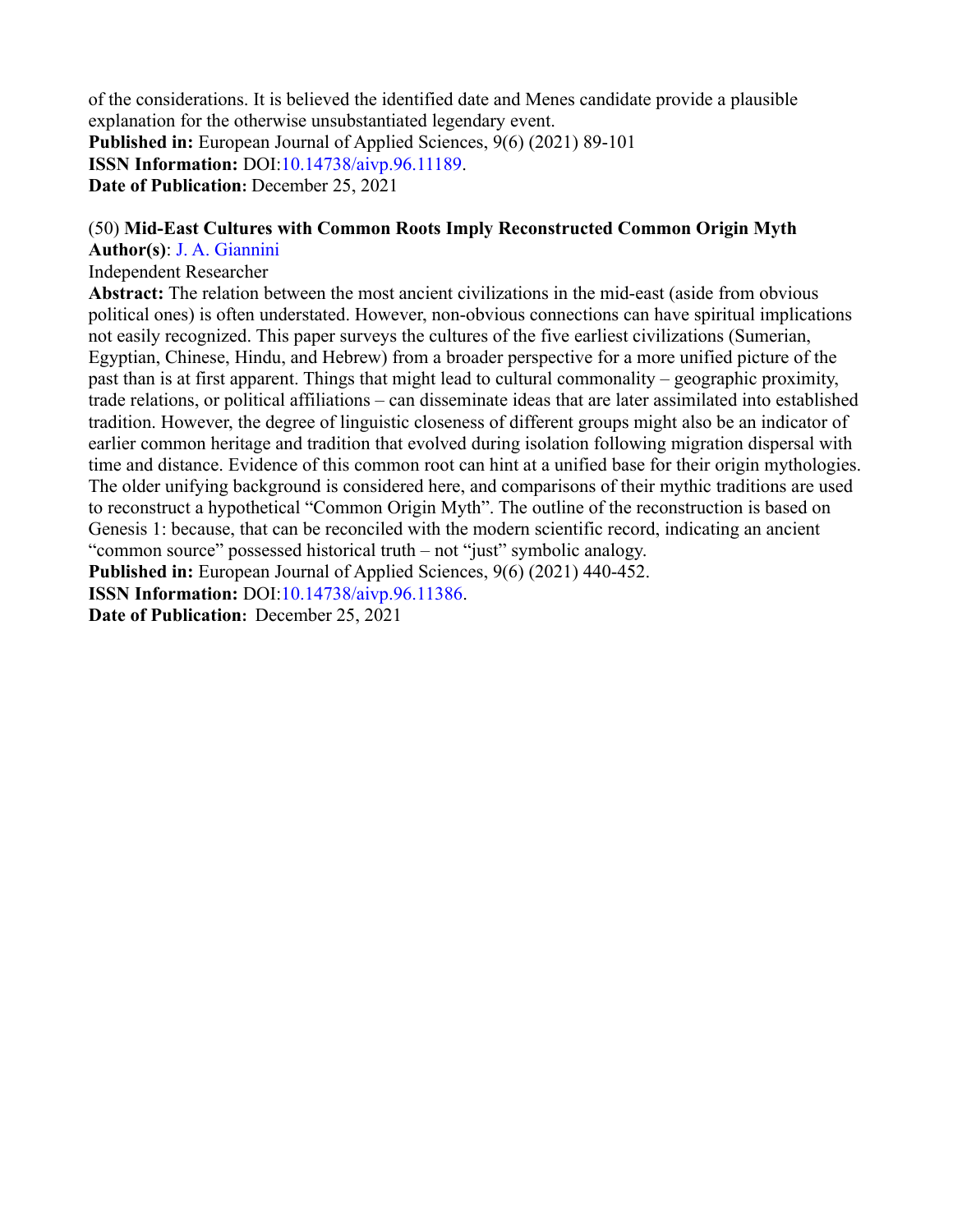of the considerations. It is believed the identified date and Menes candidate provide a plausible explanation for the otherwise unsubstantiated legendary event.
**Published in:** European Journal of Applied Sciences, 9(6) (2021) 89-101
**ISSN Information:** DOI:10.14738/aivp.96.11189.
**Date of Publication:** December 25, 2021

(50) **Mid-East Cultures with Common Roots Imply Reconstructed Common Origin Myth**
**Author(s)**: J. A. Giannini
Independent Researcher
**Abstract:** The relation between the most ancient civilizations in the mid-east (aside from obvious political ones) is often understated. However, non-obvious connections can have spiritual implications not easily recognized. This paper surveys the cultures of the five earliest civilizations (Sumerian, Egyptian, Chinese, Hindu, and Hebrew) from a broader perspective for a more unified picture of the past than is at first apparent. Things that might lead to cultural commonality – geographic proximity, trade relations, or political affiliations – can disseminate ideas that are later assimilated into established tradition. However, the degree of linguistic closeness of different groups might also be an indicator of earlier common heritage and tradition that evolved during isolation following migration dispersal with time and distance. Evidence of this common root can hint at a unified base for their origin mythologies. The older unifying background is considered here, and comparisons of their mythic traditions are used to reconstruct a hypothetical "Common Origin Myth". The outline of the reconstruction is based on Genesis 1: because, that can be reconciled with the modern scientific record, indicating an ancient "common source" possessed historical truth – not "just" symbolic analogy.
**Published in:** European Journal of Applied Sciences, 9(6) (2021) 440-452.
**ISSN Information:** DOI:10.14738/aivp.96.11386.
**Date of Publication:** December 25, 2021